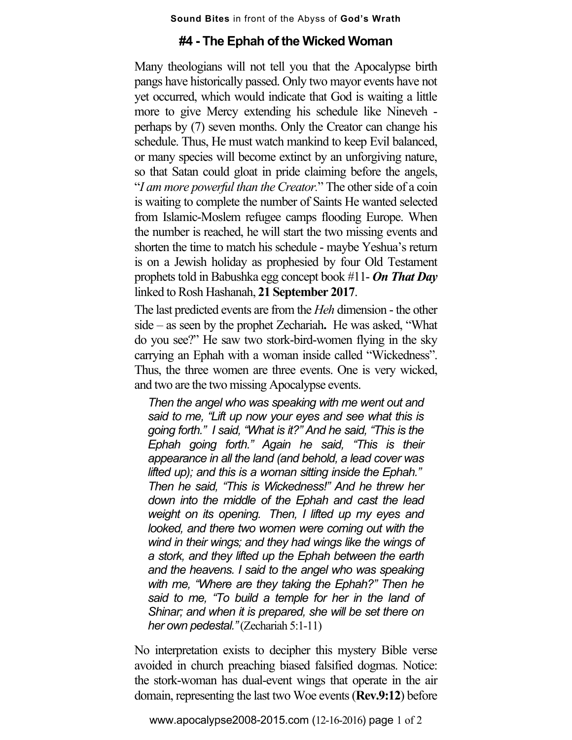# #4 - The Ephah of the Wicked Woman

Many theologians will not tell you that the Apocalypse birth pangs have historically passed. Only two mayor events have not yet occurred, which would indicate that God is waiting a little more to give Mercy extending his schedule like Nineveh - perhaps by (7) seven months. Only the Creator can change his schedule. Thus, He must watch mankind to keep Evil balanced, or many species will become extinct by an unforgiving nature, so that Satan could gloat in pride claiming before the angels, "*I am more powerful than the Creator.*" The other side of a coin is waiting to complete the number of Saints He wanted selected from Islamic-Moslem refugee camps flooding Europe. When the number is reached, he will start the two missing events and shorten the time to match his schedule - maybe Yeshua's return is on a Jewish holiday as prophesied by four Old Testament prophets told in Babushka egg concept book #11- ***On That Day*** linked to Rosh Hashanah, **21 September 2017**.

The last predicted events are from the *Heh* dimension - the other side – as seen by the prophet Zechariah**.** He was asked, "What do you see?" He saw two stork-bird-women flying in the sky carrying an Ephah with a woman inside called "Wickedness". Thus, the three women are three events. One is very wicked, and two are the two missing Apocalypse events.

> *Then the angel who was speaking with me went out and said to me, "Lift up now your eyes and see what this is going forth." I said, "What is it?" And he said, "This is the Ephah going forth." Again he said, "This is their appearance in all the land (and behold, a lead cover was lifted up); and this is a woman sitting inside the Ephah." Then he said, "This is Wickedness!" And he threw her down into the middle of the Ephah and cast the lead weight on its opening. Then, I lifted up my eyes and looked, and there two women were coming out with the wind in their wings; and they had wings like the wings of a stork, and they lifted up the Ephah between the earth and the heavens. I said to the angel who was speaking with me, "Where are they taking the Ephah?" Then he said to me, "To build a temple for her in the land of Shinar; and when it is prepared, she will be set there on her own pedestal."* (Zechariah 5:1-11)

No interpretation exists to decipher this mystery Bible verse avoided in church preaching biased falsified dogmas. Notice: the stork-woman has dual-event wings that operate in the air domain, representing the last two Woe events (**Rev.9:12**) before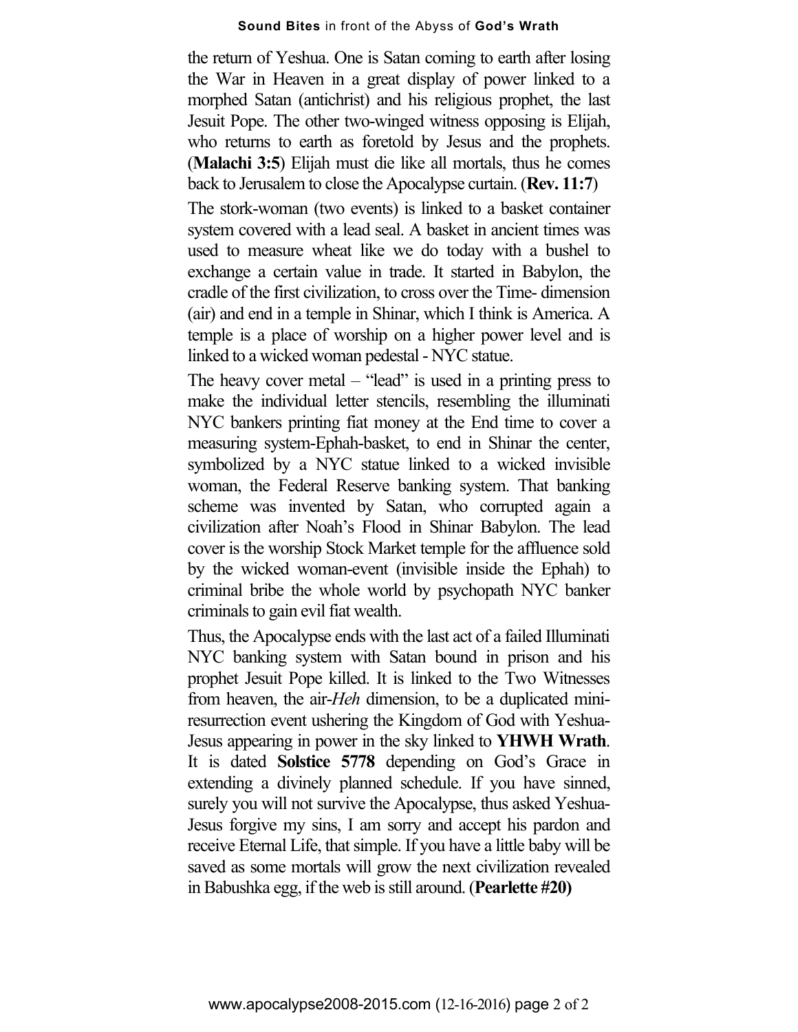the return of Yeshua. One is Satan coming to earth after losing the War in Heaven in a great display of power linked to a morphed Satan (antichrist) and his religious prophet, the last Jesuit Pope. The other two-winged witness opposing is Elijah, who returns to earth as foretold by Jesus and the prophets. (**Malachi 3:5**) Elijah must die like all mortals, thus he comes back to Jerusalem to close the Apocalypse curtain. (**Rev. 11:7**)

The stork-woman (two events) is linked to a basket container system covered with a lead seal. A basket in ancient times was used to measure wheat like we do today with a bushel to exchange a certain value in trade. It started in Babylon, the cradle of the first civilization, to cross over the Time- dimension (air) and end in a temple in Shinar, which I think is America. A temple is a place of worship on a higher power level and is linked to a wicked woman pedestal - NYC statue.

The heavy cover metal – "lead" is used in a printing press to make the individual letter stencils, resembling the illuminati NYC bankers printing fiat money at the End time to cover a measuring system-Ephah-basket, to end in Shinar the center, symbolized by a NYC statue linked to a wicked invisible woman, the Federal Reserve banking system. That banking scheme was invented by Satan, who corrupted again a civilization after Noah's Flood in Shinar Babylon. The lead cover is the worship Stock Market temple for the affluence sold by the wicked woman-event (invisible inside the Ephah) to criminal bribe the whole world by psychopath NYC banker criminals to gain evil fiat wealth.

Thus, the Apocalypse ends with the last act of a failed Illuminati NYC banking system with Satan bound in prison and his prophet Jesuit Pope killed. It is linked to the Two Witnesses from heaven, the air-*Heh* dimension, to be a duplicated mini-resurrection event ushering the Kingdom of God with Yeshua-Jesus appearing in power in the sky linked to **YHWH Wrath**. It is dated **Solstice 5778** depending on God's Grace in extending a divinely planned schedule. If you have sinned, surely you will not survive the Apocalypse, thus asked Yeshua-Jesus forgive my sins, I am sorry and accept his pardon and receive Eternal Life, that simple. If you have a little baby will be saved as some mortals will grow the next civilization revealed in Babushka egg, if the web is still around. (**Pearlette #20)**